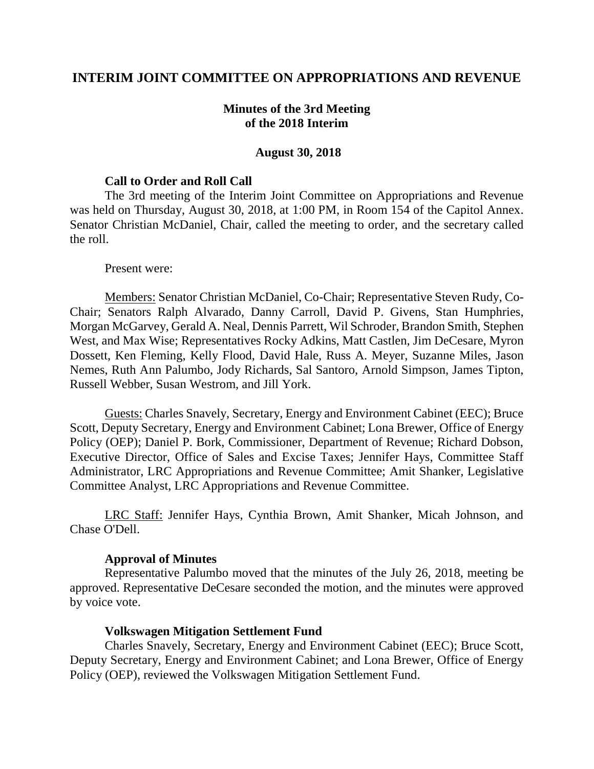# INTERIM JOINT COMMITTEE ON APPROPRIATIONS AND REVENUE

## Minutes of the 3rd Meeting of the 2018 Interim

### August 30, 2018

**Call to Order and Roll Call**

The 3rd meeting of the Interim Joint Committee on Appropriations and Revenue was held on Thursday, August 30, 2018, at 1:00 PM, in Room 154 of the Capitol Annex. Senator Christian McDaniel, Chair, called the meeting to order, and the secretary called the roll.

Present were:

Members: Senator Christian McDaniel, Co-Chair; Representative Steven Rudy, Co-Chair; Senators Ralph Alvarado, Danny Carroll, David P. Givens, Stan Humphries, Morgan McGarvey, Gerald A. Neal, Dennis Parrett, Wil Schroder, Brandon Smith, Stephen West, and Max Wise; Representatives Rocky Adkins, Matt Castlen, Jim DeCesare, Myron Dossett, Ken Fleming, Kelly Flood, David Hale, Russ A. Meyer, Suzanne Miles, Jason Nemes, Ruth Ann Palumbo, Jody Richards, Sal Santoro, Arnold Simpson, James Tipton, Russell Webber, Susan Westrom, and Jill York.

Guests: Charles Snavely, Secretary, Energy and Environment Cabinet (EEC); Bruce Scott, Deputy Secretary, Energy and Environment Cabinet; Lona Brewer, Office of Energy Policy (OEP); Daniel P. Bork, Commissioner, Department of Revenue; Richard Dobson, Executive Director, Office of Sales and Excise Taxes; Jennifer Hays, Committee Staff Administrator, LRC Appropriations and Revenue Committee; Amit Shanker, Legislative Committee Analyst, LRC Appropriations and Revenue Committee.

LRC Staff: Jennifer Hays, Cynthia Brown, Amit Shanker, Micah Johnson, and Chase O'Dell.

**Approval of Minutes**

Representative Palumbo moved that the minutes of the July 26, 2018, meeting be approved. Representative DeCesare seconded the motion, and the minutes were approved by voice vote.

**Volkswagen Mitigation Settlement Fund**

Charles Snavely, Secretary, Energy and Environment Cabinet (EEC); Bruce Scott, Deputy Secretary, Energy and Environment Cabinet; and Lona Brewer, Office of Energy Policy (OEP), reviewed the Volkswagen Mitigation Settlement Fund.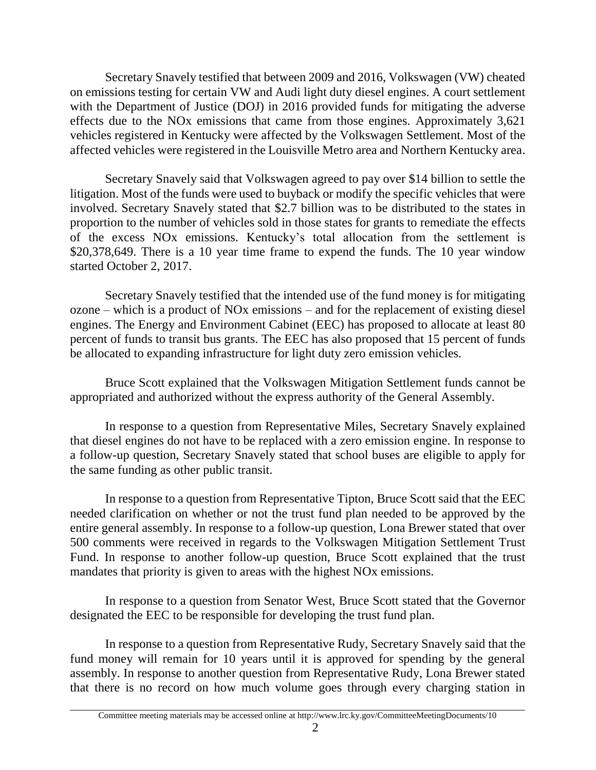Secretary Snavely testified that between 2009 and 2016, Volkswagen (VW) cheated on emissions testing for certain VW and Audi light duty diesel engines. A court settlement with the Department of Justice (DOJ) in 2016 provided funds for mitigating the adverse effects due to the NOx emissions that came from those engines. Approximately 3,621 vehicles registered in Kentucky were affected by the Volkswagen Settlement. Most of the affected vehicles were registered in the Louisville Metro area and Northern Kentucky area.

Secretary Snavely said that Volkswagen agreed to pay over $14 billion to settle the litigation. Most of the funds were used to buyback or modify the specific vehicles that were involved. Secretary Snavely stated that $2.7 billion was to be distributed to the states in proportion to the number of vehicles sold in those states for grants to remediate the effects of the excess NOx emissions. Kentucky's total allocation from the settlement is $20,378,649. There is a 10 year time frame to expend the funds. The 10 year window started October 2, 2017.

Secretary Snavely testified that the intended use of the fund money is for mitigating ozone – which is a product of NOx emissions – and for the replacement of existing diesel engines. The Energy and Environment Cabinet (EEC) has proposed to allocate at least 80 percent of funds to transit bus grants. The EEC has also proposed that 15 percent of funds be allocated to expanding infrastructure for light duty zero emission vehicles.

Bruce Scott explained that the Volkswagen Mitigation Settlement funds cannot be appropriated and authorized without the express authority of the General Assembly.

In response to a question from Representative Miles, Secretary Snavely explained that diesel engines do not have to be replaced with a zero emission engine. In response to a follow-up question, Secretary Snavely stated that school buses are eligible to apply for the same funding as other public transit.

In response to a question from Representative Tipton, Bruce Scott said that the EEC needed clarification on whether or not the trust fund plan needed to be approved by the entire general assembly. In response to a follow-up question, Lona Brewer stated that over 500 comments were received in regards to the Volkswagen Mitigation Settlement Trust Fund. In response to another follow-up question, Bruce Scott explained that the trust mandates that priority is given to areas with the highest NOx emissions.

In response to a question from Senator West, Bruce Scott stated that the Governor designated the EEC to be responsible for developing the trust fund plan.

In response to a question from Representative Rudy, Secretary Snavely said that the fund money will remain for 10 years until it is approved for spending by the general assembly. In response to another question from Representative Rudy, Lona Brewer stated that there is no record on how much volume goes through every charging station in

Committee meeting materials may be accessed online at http://www.lrc.ky.gov/CommitteeMeetingDocuments/10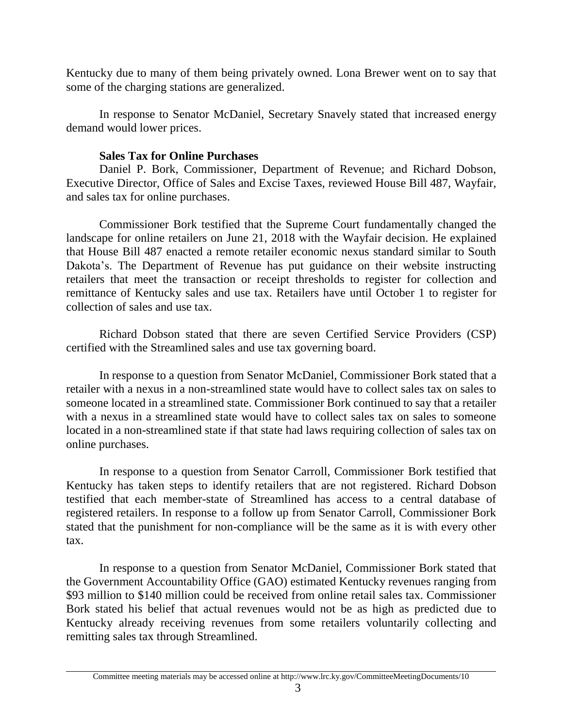Kentucky due to many of them being privately owned. Lona Brewer went on to say that some of the charging stations are generalized.

In response to Senator McDaniel, Secretary Snavely stated that increased energy demand would lower prices.

**Sales Tax for Online Purchases**

Daniel P. Bork, Commissioner, Department of Revenue; and Richard Dobson, Executive Director, Office of Sales and Excise Taxes, reviewed House Bill 487, Wayfair, and sales tax for online purchases.

Commissioner Bork testified that the Supreme Court fundamentally changed the landscape for online retailers on June 21, 2018 with the Wayfair decision. He explained that House Bill 487 enacted a remote retailer economic nexus standard similar to South Dakota's. The Department of Revenue has put guidance on their website instructing retailers that meet the transaction or receipt thresholds to register for collection and remittance of Kentucky sales and use tax. Retailers have until October 1 to register for collection of sales and use tax.

Richard Dobson stated that there are seven Certified Service Providers (CSP) certified with the Streamlined sales and use tax governing board.

In response to a question from Senator McDaniel, Commissioner Bork stated that a retailer with a nexus in a non-streamlined state would have to collect sales tax on sales to someone located in a streamlined state. Commissioner Bork continued to say that a retailer with a nexus in a streamlined state would have to collect sales tax on sales to someone located in a non-streamlined state if that state had laws requiring collection of sales tax on online purchases.

In response to a question from Senator Carroll, Commissioner Bork testified that Kentucky has taken steps to identify retailers that are not registered. Richard Dobson testified that each member-state of Streamlined has access to a central database of registered retailers. In response to a follow up from Senator Carroll, Commissioner Bork stated that the punishment for non-compliance will be the same as it is with every other tax.

In response to a question from Senator McDaniel, Commissioner Bork stated that the Government Accountability Office (GAO) estimated Kentucky revenues ranging from $93 million to $140 million could be received from online retail sales tax. Commissioner Bork stated his belief that actual revenues would not be as high as predicted due to Kentucky already receiving revenues from some retailers voluntarily collecting and remitting sales tax through Streamlined.

Committee meeting materials may be accessed online at http://www.lrc.ky.gov/CommitteeMeetingDocuments/10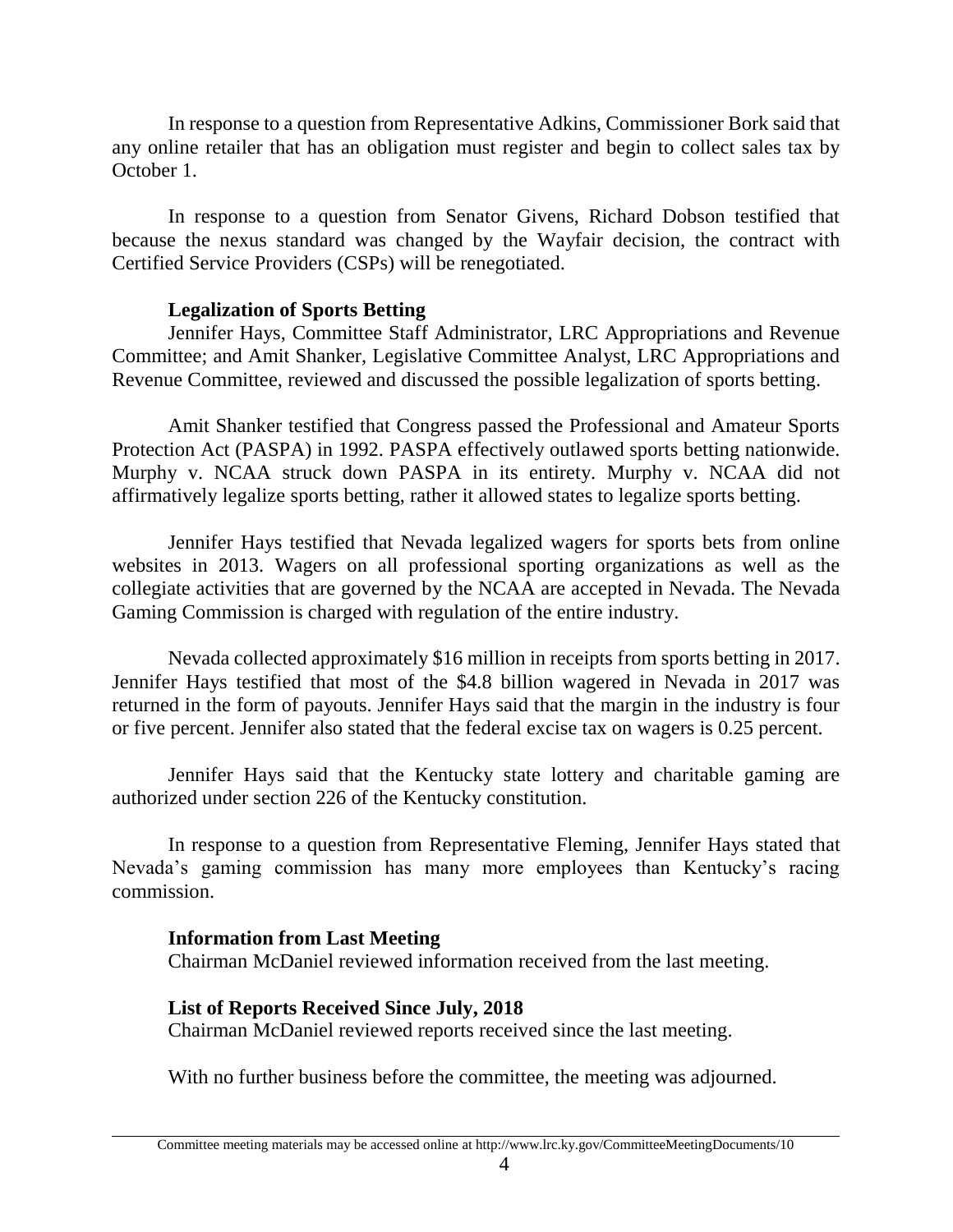In response to a question from Representative Adkins, Commissioner Bork said that any online retailer that has an obligation must register and begin to collect sales tax by October 1.

In response to a question from Senator Givens, Richard Dobson testified that because the nexus standard was changed by the Wayfair decision, the contract with Certified Service Providers (CSPs) will be renegotiated.

**Legalization of Sports Betting**

Jennifer Hays, Committee Staff Administrator, LRC Appropriations and Revenue Committee; and Amit Shanker, Legislative Committee Analyst, LRC Appropriations and Revenue Committee, reviewed and discussed the possible legalization of sports betting.

Amit Shanker testified that Congress passed the Professional and Amateur Sports Protection Act (PASPA) in 1992. PASPA effectively outlawed sports betting nationwide. Murphy v. NCAA struck down PASPA in its entirety. Murphy v. NCAA did not affirmatively legalize sports betting, rather it allowed states to legalize sports betting.

Jennifer Hays testified that Nevada legalized wagers for sports bets from online websites in 2013. Wagers on all professional sporting organizations as well as the collegiate activities that are governed by the NCAA are accepted in Nevada. The Nevada Gaming Commission is charged with regulation of the entire industry.

Nevada collected approximately $16 million in receipts from sports betting in 2017. Jennifer Hays testified that most of the $4.8 billion wagered in Nevada in 2017 was returned in the form of payouts. Jennifer Hays said that the margin in the industry is four or five percent. Jennifer also stated that the federal excise tax on wagers is 0.25 percent.

Jennifer Hays said that the Kentucky state lottery and charitable gaming are authorized under section 226 of the Kentucky constitution.

In response to a question from Representative Fleming, Jennifer Hays stated that Nevada's gaming commission has many more employees than Kentucky's racing commission.

**Information from Last Meeting**

Chairman McDaniel reviewed information received from the last meeting.

**List of Reports Received Since July, 2018**

Chairman McDaniel reviewed reports received since the last meeting.

With no further business before the committee, the meeting was adjourned.

Committee meeting materials may be accessed online at http://www.lrc.ky.gov/CommitteeMeetingDocuments/10